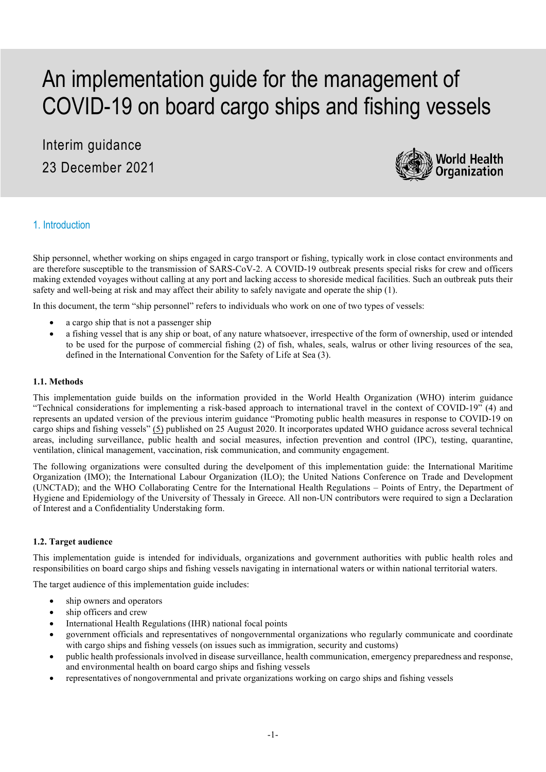# An implementation guide for the management of COVID-19 on board cargo ships and fishing vessels

Interim guidance

23 December 2021

## 1. Introduction

Ship personnel, whether working on ships engaged in cargo transport or fishing, typically work in close contact environments and are therefore susceptible to the transmission of SARS-CoV-2. A COVID-19 outbreak presents special risks for crew and officers making extended voyages without calling at any port and lacking access to shoreside medical facilities. Such an outbreak puts their safety and well-being at risk and may affect their ability to safely navigate and operate the ship (1).

In this document, the term "ship personnel" refers to individuals who work on one of two types of vessels:

- a cargo ship that is not a passenger ship
- a fishing vessel that is any ship or boat, of any nature whatsoever, irrespective of the form of ownership, used or intended to be used for the purpose of commercial fishing (2) of fish, whales, seals, walrus or other living resources of the sea, defined in the International Convention for the Safety of Life at Sea (3).

### 1.1. Methods

This implementation guide builds on the information provided in the World Health Organization (WHO) interim guidance "Technical considerations for implementing a risk-based approach to international travel in the context of COVID-19" (4) and represents an updated version of the previous interim guidance "Promoting public health measures in response to COVID-19 on cargo ships and fishing vessels" (5) published on 25 August 2020. It incorporates updated WHO guidance across several technical areas, including surveillance, public health and social measures, infection prevention and control (IPC), testing, quarantine, ventilation, clinical management, vaccination, risk communication, and community engagement.

The following organizations were consulted during the develpoment of this implementation guide: the International Maritime Organization (IMO); the International Labour Organization (ILO); the United Nations Conference on Trade and Development (UNCTAD); and the WHO Collaborating Centre for the International Health Regulations – Points of Entry, the Department of Hygiene and Epidemiology of the University of Thessaly in Greece. All non-UN contributors were required to sign a Declaration of Interest and a Confidentiality Understaking form.

### 1.2. Target audience

This implementation guide is intended for individuals, organizations and government authorities with public health roles and responsibilities on board cargo ships and fishing vessels navigating in international waters or within national territorial waters.

The target audience of this implementation guide includes:

- ship owners and operators
- ship officers and crew
- International Health Regulations (IHR) national focal points
- government officials and representatives of nongovernmental organizations who regularly communicate and coordinate with cargo ships and fishing vessels (on issues such as immigration, security and customs)
- public health professionals involved in disease surveillance, health communication, emergency preparedness and response, and environmental health on board cargo ships and fishing vessels
- representatives of nongovernmental and private organizations working on cargo ships and fishing vessels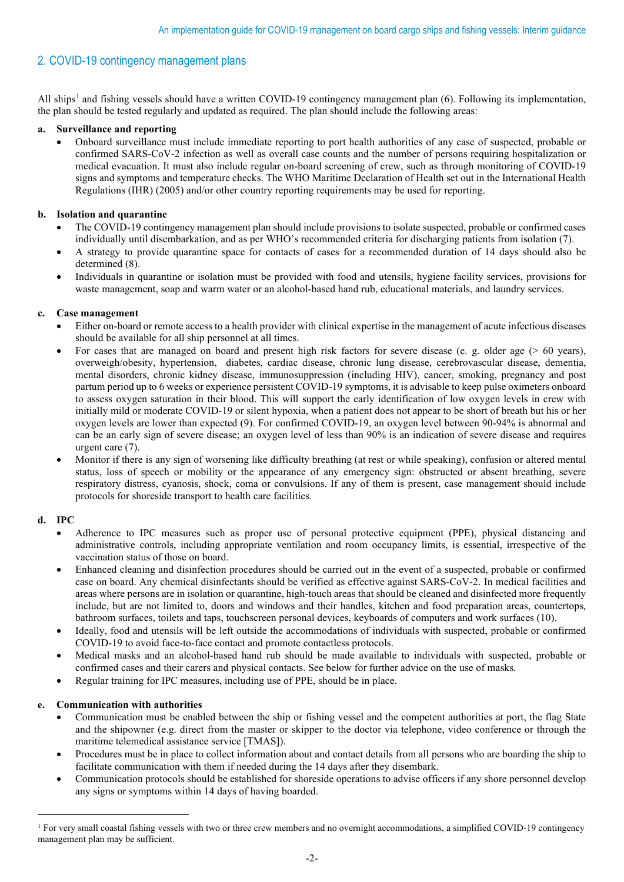## 2. COVID-19 contingency management plans

All ships[1] and fishing vessels should have a written COVID-19 contingency management plan (6). Following its implementation, the plan should be tested regularly and updated as required. The plan should include the following areas:

**a. Surveillance and reporting**

- Onboard surveillance must include immediate reporting to port health authorities of any case of suspected, probable or confirmed SARS-CoV-2 infection as well as overall case counts and the number of persons requiring hospitalization or medical evacuation. It must also include regular on-board screening of crew, such as through monitoring of COVID-19 signs and symptoms and temperature checks. The WHO Maritime Declaration of Health set out in the International Health Regulations (IHR) (2005) and/or other country reporting requirements may be used for reporting.

**b. Isolation and quarantine**

- The COVID-19 contingency management plan should include provisions to isolate suspected, probable or confirmed cases individually until disembarkation, and as per WHO's recommended criteria for discharging patients from isolation (7).
- A strategy to provide quarantine space for contacts of cases for a recommended duration of 14 days should also be determined (8).
- Individuals in quarantine or isolation must be provided with food and utensils, hygiene facility services, provisions for waste management, soap and warm water or an alcohol-based hand rub, educational materials, and laundry services.

**c. Case management**

- Either on-board or remote access to a health provider with clinical expertise in the management of acute infectious diseases should be available for all ship personnel at all times.
- For cases that are managed on board and present high risk factors for severe disease (e. g. older age (> 60 years), overweigh/obesity, hypertension, diabetes, cardiac disease, chronic lung disease, cerebrovascular disease, dementia, mental disorders, chronic kidney disease, immunosuppression (including HIV), cancer, smoking, pregnancy and post partum period up to 6 weeks or experience persistent COVID-19 symptoms, it is advisable to keep pulse oximeters onboard to assess oxygen saturation in their blood. This will support the early identification of low oxygen levels in crew with initially mild or moderate COVID-19 or silent hypoxia, when a patient does not appear to be short of breath but his or her oxygen levels are lower than expected (9). For confirmed COVID-19, an oxygen level between 90-94% is abnormal and can be an early sign of severe disease; an oxygen level of less than 90% is an indication of severe disease and requires urgent care (7).
- Monitor if there is any sign of worsening like difficulty breathing (at rest or while speaking), confusion or altered mental status, loss of speech or mobility or the appearance of any emergency sign: obstructed or absent breathing, severe respiratory distress, cyanosis, shock, coma or convulsions. If any of them is present, case management should include protocols for shoreside transport to health care facilities.

**d. IPC**

- Adherence to IPC measures such as proper use of personal protective equipment (PPE), physical distancing and administrative controls, including appropriate ventilation and room occupancy limits, is essential, irrespective of the vaccination status of those on board.
- Enhanced cleaning and disinfection procedures should be carried out in the event of a suspected, probable or confirmed case on board. Any chemical disinfectants should be verified as effective against SARS-CoV-2. In medical facilities and areas where persons are in isolation or quarantine, high-touch areas that should be cleaned and disinfected more frequently include, but are not limited to, doors and windows and their handles, kitchen and food preparation areas, countertops, bathroom surfaces, toilets and taps, touchscreen personal devices, keyboards of computers and work surfaces (10).
- Ideally, food and utensils will be left outside the accommodations of individuals with suspected, probable or confirmed COVID-19 to avoid face-to-face contact and promote contactless protocols.
- Medical masks and an alcohol-based hand rub should be made available to individuals with suspected, probable or confirmed cases and their carers and physical contacts. See below for further advice on the use of masks.
- Regular training for IPC measures, including use of PPE, should be in place.

**e. Communication with authorities**

- Communication must be enabled between the ship or fishing vessel and the competent authorities at port, the flag State and the shipowner (e.g. direct from the master or skipper to the doctor via telephone, video conference or through the maritime telemedical assistance service [TMAS]).
- Procedures must be in place to collect information about and contact details from all persons who are boarding the ship to facilitate communication with them if needed during the 14 days after they disembark.
- Communication protocols should be established for shoreside operations to advise officers if any shore personnel develop any signs or symptoms within 14 days of having boarded.

---

[1] For very small coastal fishing vessels with two or three crew members and no overnight accommodations, a simplified COVID-19 contingency management plan may be sufficient.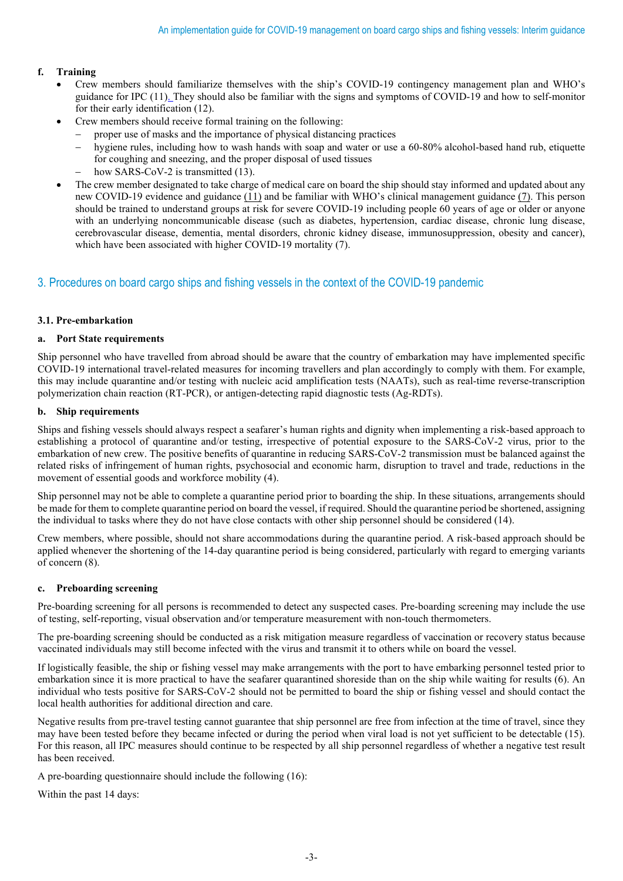#### f. Training

- Crew members should familiarize themselves with the ship's COVID-19 contingency management plan and WHO's guidance for IPC (11). They should also be familiar with the signs and symptoms of COVID-19 and how to self-monitor for their early identification (12).
- Crew members should receive formal training on the following:
  - proper use of masks and the importance of physical distancing practices
  - hygiene rules, including how to wash hands with soap and water or use a 60-80% alcohol-based hand rub, etiquette for coughing and sneezing, and the proper disposal of used tissues
  - how SARS-CoV-2 is transmitted (13).
- The crew member designated to take charge of medical care on board the ship should stay informed and updated about any new COVID-19 evidence and guidance (11) and be familiar with WHO's clinical management guidance (7). This person should be trained to understand groups at risk for severe COVID-19 including people 60 years of age or older or anyone with an underlying noncommunicable disease (such as diabetes, hypertension, cardiac disease, chronic lung disease, cerebrovascular disease, dementia, mental disorders, chronic kidney disease, immunosuppression, obesity and cancer), which have been associated with higher COVID-19 mortality (7).

## 3. Procedures on board cargo ships and fishing vessels in the context of the COVID-19 pandemic

### 3.1. Pre-embarkation

#### a. Port State requirements

Ship personnel who have travelled from abroad should be aware that the country of embarkation may have implemented specific COVID-19 international travel-related measures for incoming travellers and plan accordingly to comply with them. For example, this may include quarantine and/or testing with nucleic acid amplification tests (NAATs), such as real-time reverse-transcription polymerization chain reaction (RT-PCR), or antigen-detecting rapid diagnostic tests (Ag-RDTs).

#### b. Ship requirements

Ships and fishing vessels should always respect a seafarer's human rights and dignity when implementing a risk-based approach to establishing a protocol of quarantine and/or testing, irrespective of potential exposure to the SARS-CoV-2 virus, prior to the embarkation of new crew. The positive benefits of quarantine in reducing SARS-CoV-2 transmission must be balanced against the related risks of infringement of human rights, psychosocial and economic harm, disruption to travel and trade, reductions in the movement of essential goods and workforce mobility (4).

Ship personnel may not be able to complete a quarantine period prior to boarding the ship. In these situations, arrangements should be made for them to complete quarantine period on board the vessel, if required. Should the quarantine period be shortened, assigning the individual to tasks where they do not have close contacts with other ship personnel should be considered (14).

Crew members, where possible, should not share accommodations during the quarantine period. A risk-based approach should be applied whenever the shortening of the 14-day quarantine period is being considered, particularly with regard to emerging variants of concern (8).

#### c. Preboarding screening

Pre-boarding screening for all persons is recommended to detect any suspected cases. Pre-boarding screening may include the use of testing, self-reporting, visual observation and/or temperature measurement with non-touch thermometers.

The pre-boarding screening should be conducted as a risk mitigation measure regardless of vaccination or recovery status because vaccinated individuals may still become infected with the virus and transmit it to others while on board the vessel.

If logistically feasible, the ship or fishing vessel may make arrangements with the port to have embarking personnel tested prior to embarkation since it is more practical to have the seafarer quarantined shoreside than on the ship while waiting for results (6). An individual who tests positive for SARS-CoV-2 should not be permitted to board the ship or fishing vessel and should contact the local health authorities for additional direction and care.

Negative results from pre-travel testing cannot guarantee that ship personnel are free from infection at the time of travel, since they may have been tested before they became infected or during the period when viral load is not yet sufficient to be detectable (15). For this reason, all IPC measures should continue to be respected by all ship personnel regardless of whether a negative test result has been received.

A pre-boarding questionnaire should include the following (16):

Within the past 14 days: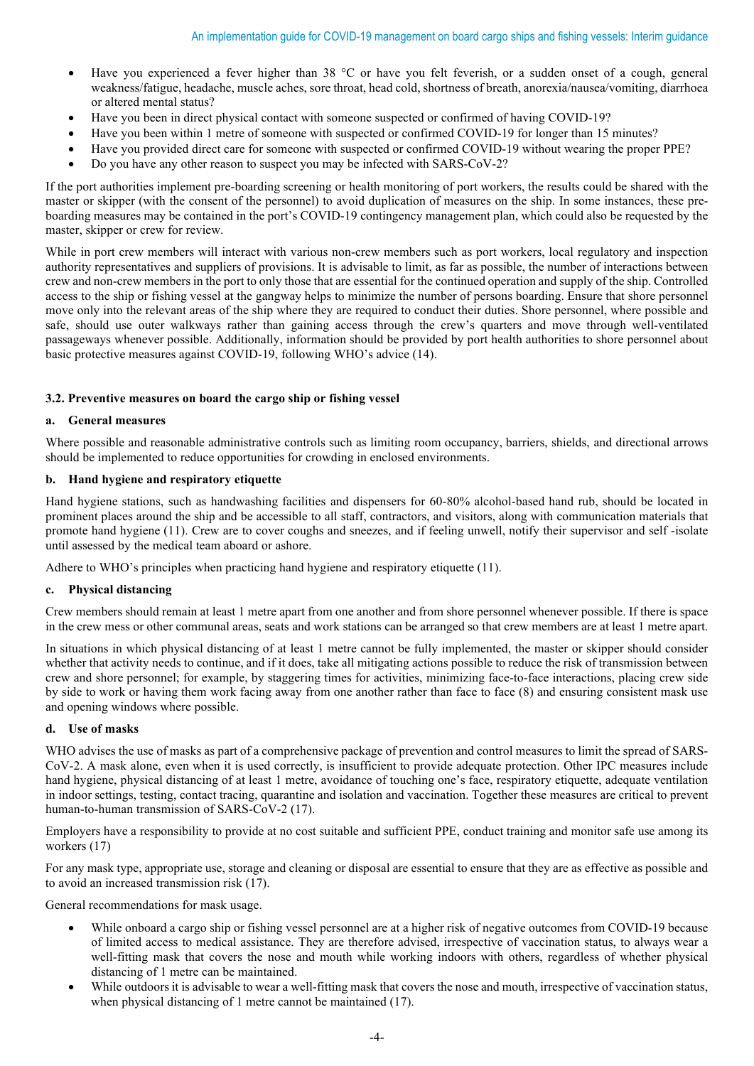- Have you experienced a fever higher than 38 °C or have you felt feverish, or a sudden onset of a cough, general weakness/fatigue, headache, muscle aches, sore throat, head cold, shortness of breath, anorexia/nausea/vomiting, diarrhoea or altered mental status?
- Have you been in direct physical contact with someone suspected or confirmed of having COVID-19?
- Have you been within 1 metre of someone with suspected or confirmed COVID-19 for longer than 15 minutes?
- Have you provided direct care for someone with suspected or confirmed COVID-19 without wearing the proper PPE?
- Do you have any other reason to suspect you may be infected with SARS-CoV-2?

If the port authorities implement pre-boarding screening or health monitoring of port workers, the results could be shared with the master or skipper (with the consent of the personnel) to avoid duplication of measures on the ship. In some instances, these pre-boarding measures may be contained in the port's COVID-19 contingency management plan, which could also be requested by the master, skipper or crew for review.

While in port crew members will interact with various non-crew members such as port workers, local regulatory and inspection authority representatives and suppliers of provisions. It is advisable to limit, as far as possible, the number of interactions between crew and non-crew members in the port to only those that are essential for the continued operation and supply of the ship. Controlled access to the ship or fishing vessel at the gangway helps to minimize the number of persons boarding. Ensure that shore personnel move only into the relevant areas of the ship where they are required to conduct their duties. Shore personnel, where possible and safe, should use outer walkways rather than gaining access through the crew's quarters and move through well-ventilated passageways whenever possible. Additionally, information should be provided by port health authorities to shore personnel about basic protective measures against COVID-19, following WHO's advice (14).

### 3.2. Preventive measures on board the cargo ship or fishing vessel

#### a. General measures

Where possible and reasonable administrative controls such as limiting room occupancy, barriers, shields, and directional arrows should be implemented to reduce opportunities for crowding in enclosed environments.

#### b. Hand hygiene and respiratory etiquette

Hand hygiene stations, such as handwashing facilities and dispensers for 60-80% alcohol-based hand rub, should be located in prominent places around the ship and be accessible to all staff, contractors, and visitors, along with communication materials that promote hand hygiene (11). Crew are to cover coughs and sneezes, and if feeling unwell, notify their supervisor and self -isolate until assessed by the medical team aboard or ashore.

Adhere to WHO's principles when practicing hand hygiene and respiratory etiquette (11).

#### c. Physical distancing

Crew members should remain at least 1 metre apart from one another and from shore personnel whenever possible. If there is space in the crew mess or other communal areas, seats and work stations can be arranged so that crew members are at least 1 metre apart.

In situations in which physical distancing of at least 1 metre cannot be fully implemented, the master or skipper should consider whether that activity needs to continue, and if it does, take all mitigating actions possible to reduce the risk of transmission between crew and shore personnel; for example, by staggering times for activities, minimizing face-to-face interactions, placing crew side by side to work or having them work facing away from one another rather than face to face (8) and ensuring consistent mask use and opening windows where possible.

#### d. Use of masks

WHO advises the use of masks as part of a comprehensive package of prevention and control measures to limit the spread of SARS-CoV-2. A mask alone, even when it is used correctly, is insufficient to provide adequate protection. Other IPC measures include hand hygiene, physical distancing of at least 1 metre, avoidance of touching one's face, respiratory etiquette, adequate ventilation in indoor settings, testing, contact tracing, quarantine and isolation and vaccination. Together these measures are critical to prevent human-to-human transmission of SARS-CoV-2 (17).

Employers have a responsibility to provide at no cost suitable and sufficient PPE, conduct training and monitor safe use among its workers (17)

For any mask type, appropriate use, storage and cleaning or disposal are essential to ensure that they are as effective as possible and to avoid an increased transmission risk (17).

General recommendations for mask usage.

- While onboard a cargo ship or fishing vessel personnel are at a higher risk of negative outcomes from COVID-19 because of limited access to medical assistance. They are therefore advised, irrespective of vaccination status, to always wear a well-fitting mask that covers the nose and mouth while working indoors with others, regardless of whether physical distancing of 1 metre can be maintained.
- While outdoors it is advisable to wear a well-fitting mask that covers the nose and mouth, irrespective of vaccination status, when physical distancing of 1 metre cannot be maintained (17).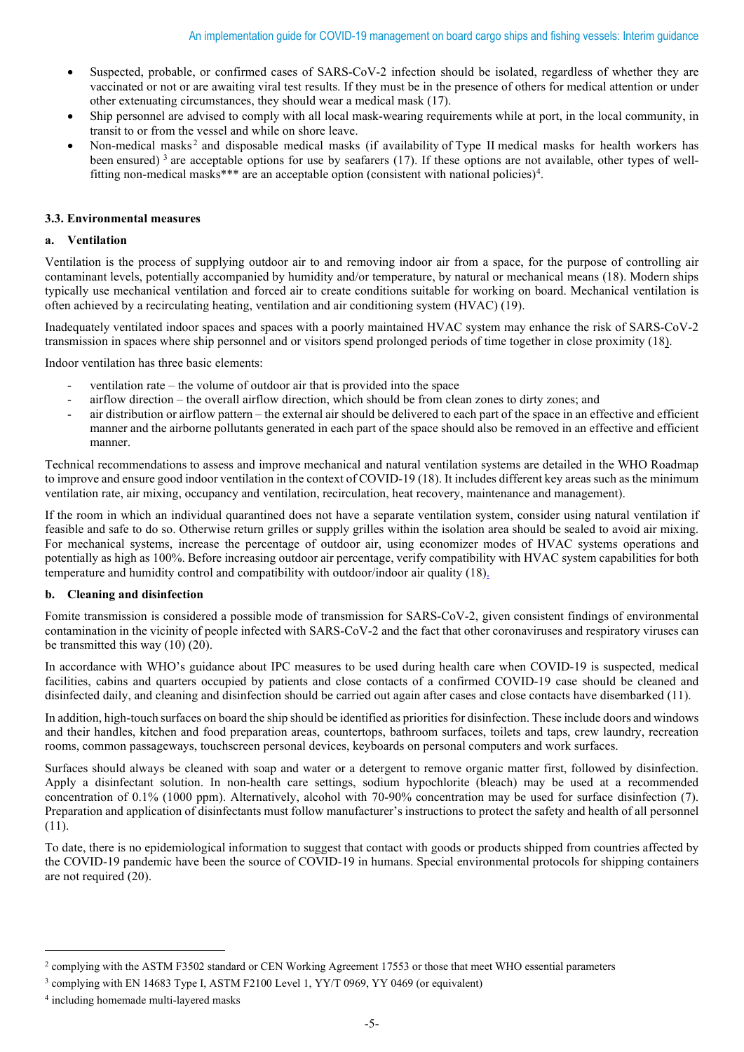- Suspected, probable, or confirmed cases of SARS-CoV-2 infection should be isolated, regardless of whether they are vaccinated or not or are awaiting viral test results. If they must be in the presence of others for medical attention or under other extenuating circumstances, they should wear a medical mask (17).
- Ship personnel are advised to comply with all local mask-wearing requirements while at port, in the local community, in transit to or from the vessel and while on shore leave.
- Non-medical masks[2] and disposable medical masks (if availability of Type II medical masks for health workers has been ensured) [3] are acceptable options for use by seafarers (17). If these options are not available, other types of well-fitting non-medical masks*** are an acceptable option (consistent with national policies)[4].

### 3.3. Environmental measures

#### a. Ventilation

Ventilation is the process of supplying outdoor air to and removing indoor air from a space, for the purpose of controlling air contaminant levels, potentially accompanied by humidity and/or temperature, by natural or mechanical means (18). Modern ships typically use mechanical ventilation and forced air to create conditions suitable for working on board. Mechanical ventilation is often achieved by a recirculating heating, ventilation and air conditioning system (HVAC) (19).

Inadequately ventilated indoor spaces and spaces with a poorly maintained HVAC system may enhance the risk of SARS-CoV-2 transmission in spaces where ship personnel and or visitors spend prolonged periods of time together in close proximity (18).

Indoor ventilation has three basic elements:

- ventilation rate – the volume of outdoor air that is provided into the space
- airflow direction – the overall airflow direction, which should be from clean zones to dirty zones; and
- air distribution or airflow pattern – the external air should be delivered to each part of the space in an effective and efficient manner and the airborne pollutants generated in each part of the space should also be removed in an effective and efficient manner.

Technical recommendations to assess and improve mechanical and natural ventilation systems are detailed in the WHO Roadmap to improve and ensure good indoor ventilation in the context of COVID-19 (18). It includes different key areas such as the minimum ventilation rate, air mixing, occupancy and ventilation, recirculation, heat recovery, maintenance and management).

If the room in which an individual quarantined does not have a separate ventilation system, consider using natural ventilation if feasible and safe to do so. Otherwise return grilles or supply grilles within the isolation area should be sealed to avoid air mixing. For mechanical systems, increase the percentage of outdoor air, using economizer modes of HVAC systems operations and potentially as high as 100%. Before increasing outdoor air percentage, verify compatibility with HVAC system capabilities for both temperature and humidity control and compatibility with outdoor/indoor air quality (18).

#### b. Cleaning and disinfection

Fomite transmission is considered a possible mode of transmission for SARS-CoV-2, given consistent findings of environmental contamination in the vicinity of people infected with SARS-CoV-2 and the fact that other coronaviruses and respiratory viruses can be transmitted this way (10) (20).

In accordance with WHO's guidance about IPC measures to be used during health care when COVID-19 is suspected, medical facilities, cabins and quarters occupied by patients and close contacts of a confirmed COVID-19 case should be cleaned and disinfected daily, and cleaning and disinfection should be carried out again after cases and close contacts have disembarked (11).

In addition, high-touch surfaces on board the ship should be identified as priorities for disinfection. These include doors and windows and their handles, kitchen and food preparation areas, countertops, bathroom surfaces, toilets and taps, crew laundry, recreation rooms, common passageways, touchscreen personal devices, keyboards on personal computers and work surfaces.

Surfaces should always be cleaned with soap and water or a detergent to remove organic matter first, followed by disinfection. Apply a disinfectant solution. In non-health care settings, sodium hypochlorite (bleach) may be used at a recommended concentration of 0.1% (1000 ppm). Alternatively, alcohol with 70-90% concentration may be used for surface disinfection (7). Preparation and application of disinfectants must follow manufacturer's instructions to protect the safety and health of all personnel (11).

To date, there is no epidemiological information to suggest that contact with goods or products shipped from countries affected by the COVID-19 pandemic have been the source of COVID-19 in humans. Special environmental protocols for shipping containers are not required (20).

---

[2] complying with the ASTM F3502 standard or CEN Working Agreement 17553 or those that meet WHO essential parameters

[3] complying with EN 14683 Type I, ASTM F2100 Level 1, YY/T 0969, YY 0469 (or equivalent)

[4] including homemade multi-layered masks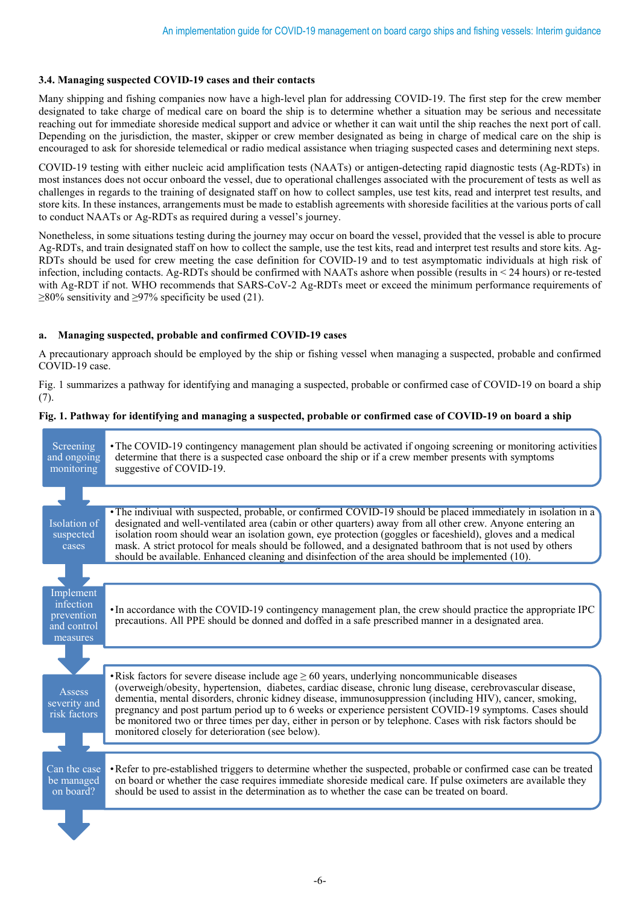### 3.4. Managing suspected COVID-19 cases and their contacts

Many shipping and fishing companies now have a high-level plan for addressing COVID-19. The first step for the crew member designated to take charge of medical care on board the ship is to determine whether a situation may be serious and necessitate reaching out for immediate shoreside medical support and advice or whether it can wait until the ship reaches the next port of call. Depending on the jurisdiction, the master, skipper or crew member designated as being in charge of medical care on the ship is encouraged to ask for shoreside telemedical or radio medical assistance when triaging suspected cases and determining next steps.

COVID-19 testing with either nucleic acid amplification tests (NAATs) or antigen-detecting rapid diagnostic tests (Ag-RDTs) in most instances does not occur onboard the vessel, due to operational challenges associated with the procurement of tests as well as challenges in regards to the training of designated staff on how to collect samples, use test kits, read and interpret test results, and store kits. In these instances, arrangements must be made to establish agreements with shoreside facilities at the various ports of call to conduct NAATs or Ag-RDTs as required during a vessel's journey.

Nonetheless, in some situations testing during the journey may occur on board the vessel, provided that the vessel is able to procure Ag-RDTs, and train designated staff on how to collect the sample, use the test kits, read and interpret test results and store kits. Ag-RDTs should be used for crew meeting the case definition for COVID-19 and to test asymptomatic individuals at high risk of infection, including contacts. Ag-RDTs should be confirmed with NAATs ashore when possible (results in < 24 hours) or re-tested with Ag-RDT if not. WHO recommends that SARS-CoV-2 Ag-RDTs meet or exceed the minimum performance requirements of ≥80% sensitivity and ≥97% specificity be used (21).

#### a. Managing suspected, probable and confirmed COVID-19 cases

A precautionary approach should be employed by the ship or fishing vessel when managing a suspected, probable and confirmed COVID-19 case.

Fig. 1 summarizes a pathway for identifying and managing a suspected, probable or confirmed case of COVID-19 on board a ship (7).

**Fig. 1. Pathway for identifying and managing a suspected, probable or confirmed case of COVID-19 on board a ship**

| Step | Description |
|---|---|
| Screening and ongoing monitoring | The COVID-19 contingency management plan should be activated if ongoing screening or monitoring activities determine that there is a suspected case onboard the ship or if a crew member presents with symptoms suggestive of COVID-19. |
| Isolation of suspected cases | The indiviual with suspected, probable, or confirmed COVID-19 should be placed immediately in isolation in a designated and well-ventilated area (cabin or other quarters) away from all other crew. Anyone entering an isolation room should wear an isolation gown, eye protection (goggles or faceshield), gloves and a medical mask. A strict protocol for meals should be followed, and a designated bathroom that is not used by others should be available. Enhanced cleaning and disinfection of the area should be implemented (10). |
| Implement infection prevention and control measures | In accordance with the COVID-19 contingency management plan, the crew should practice the appropriate IPC precautions. All PPE should be donned and doffed in a safe prescribed manner in a designated area. |
| Assess severity and risk factors | Risk factors for severe disease include age ≥ 60 years, underlying noncommunicable diseases (overweigh/obesity, hypertension, diabetes, cardiac disease, chronic lung disease, cerebrovascular disease, dementia, mental disorders, chronic kidney disease, immunosuppression (including HIV), cancer, smoking, pregnancy and post partum period up to 6 weeks or experience persistent COVID-19 symptoms. Cases should be monitored two or three times per day, either in person or by telephone. Cases with risk factors should be monitored closely for deterioration (see below). |
| Can the case be managed on board? | Refer to pre-established triggers to determine whether the suspected, probable or confirmed case can be treated on board or whether the case requires immediate shoreside medical care. If pulse oximeters are available they should be used to assist in the determination as to whether the case can be treated on board. |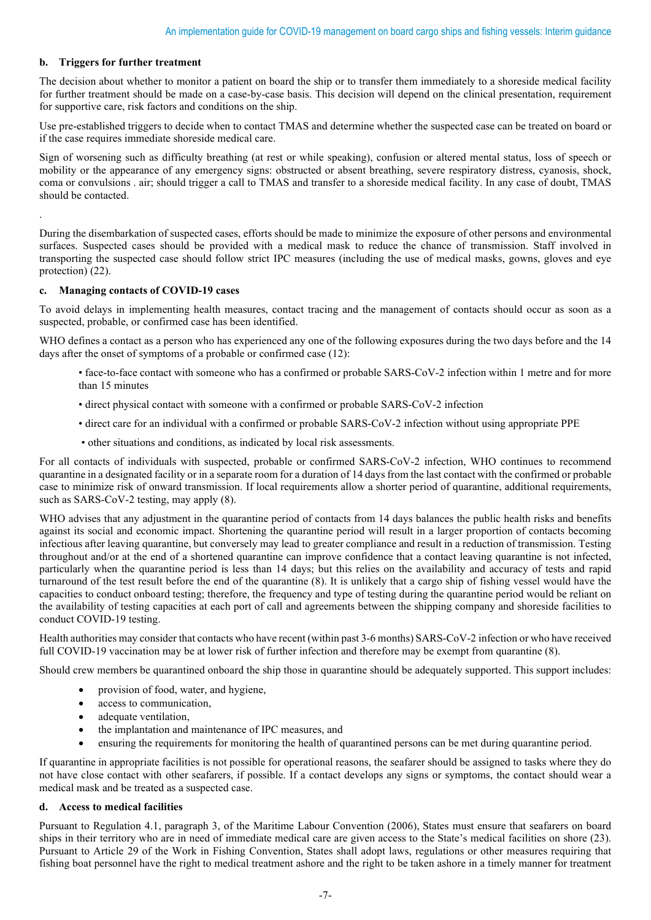### b. Triggers for further treatment

The decision about whether to monitor a patient on board the ship or to transfer them immediately to a shoreside medical facility for further treatment should be made on a case-by-case basis. This decision will depend on the clinical presentation, requirement for supportive care, risk factors and conditions on the ship.

Use pre-established triggers to decide when to contact TMAS and determine whether the suspected case can be treated on board or if the case requires immediate shoreside medical care.

Sign of worsening such as difficulty breathing (at rest or while speaking), confusion or altered mental status, loss of speech or mobility or the appearance of any emergency signs: obstructed or absent breathing, severe respiratory distress, cyanosis, shock, coma or convulsions . air; should trigger a call to TMAS and transfer to a shoreside medical facility. In any case of doubt, TMAS should be contacted.

.

During the disembarkation of suspected cases, efforts should be made to minimize the exposure of other persons and environmental surfaces. Suspected cases should be provided with a medical mask to reduce the chance of transmission. Staff involved in transporting the suspected case should follow strict IPC measures (including the use of medical masks, gowns, gloves and eye protection) (22).

### c. Managing contacts of COVID-19 cases

To avoid delays in implementing health measures, contact tracing and the management of contacts should occur as soon as a suspected, probable, or confirmed case has been identified.

WHO defines a contact as a person who has experienced any one of the following exposures during the two days before and the 14 days after the onset of symptoms of a probable or confirmed case (12):

- face-to-face contact with someone who has a confirmed or probable SARS-CoV-2 infection within 1 metre and for more than 15 minutes
- direct physical contact with someone with a confirmed or probable SARS-CoV-2 infection
- direct care for an individual with a confirmed or probable SARS-CoV-2 infection without using appropriate PPE
- other situations and conditions, as indicated by local risk assessments.

For all contacts of individuals with suspected, probable or confirmed SARS-CoV-2 infection, WHO continues to recommend quarantine in a designated facility or in a separate room for a duration of 14 days from the last contact with the confirmed or probable case to minimize risk of onward transmission. If local requirements allow a shorter period of quarantine, additional requirements, such as SARS-CoV-2 testing, may apply (8).

WHO advises that any adjustment in the quarantine period of contacts from 14 days balances the public health risks and benefits against its social and economic impact. Shortening the quarantine period will result in a larger proportion of contacts becoming infectious after leaving quarantine, but conversely may lead to greater compliance and result in a reduction of transmission. Testing throughout and/or at the end of a shortened quarantine can improve confidence that a contact leaving quarantine is not infected, particularly when the quarantine period is less than 14 days; but this relies on the availability and accuracy of tests and rapid turnaround of the test result before the end of the quarantine (8). It is unlikely that a cargo ship of fishing vessel would have the capacities to conduct onboard testing; therefore, the frequency and type of testing during the quarantine period would be reliant on the availability of testing capacities at each port of call and agreements between the shipping company and shoreside facilities to conduct COVID-19 testing.

Health authorities may consider that contacts who have recent (within past 3-6 months) SARS-CoV-2 infection or who have received full COVID-19 vaccination may be at lower risk of further infection and therefore may be exempt from quarantine (8).

Should crew members be quarantined onboard the ship those in quarantine should be adequately supported. This support includes:

- provision of food, water, and hygiene,
- access to communication,
- adequate ventilation,
- the implantation and maintenance of IPC measures, and
- ensuring the requirements for monitoring the health of quarantined persons can be met during quarantine period.

If quarantine in appropriate facilities is not possible for operational reasons, the seafarer should be assigned to tasks where they do not have close contact with other seafarers, if possible. If a contact develops any signs or symptoms, the contact should wear a medical mask and be treated as a suspected case.

### d. Access to medical facilities

Pursuant to Regulation 4.1, paragraph 3, of the Maritime Labour Convention (2006), States must ensure that seafarers on board ships in their territory who are in need of immediate medical care are given access to the State's medical facilities on shore (23). Pursuant to Article 29 of the Work in Fishing Convention, States shall adopt laws, regulations or other measures requiring that fishing boat personnel have the right to medical treatment ashore and the right to be taken ashore in a timely manner for treatment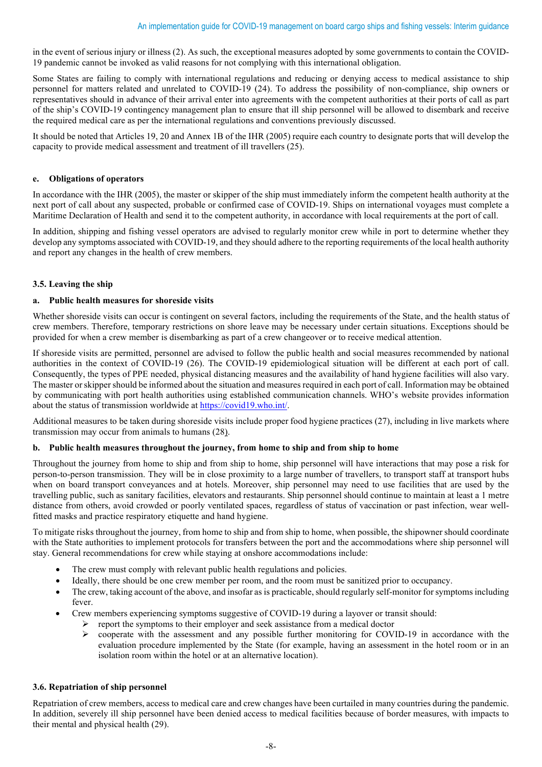in the event of serious injury or illness (2). As such, the exceptional measures adopted by some governments to contain the COVID-19 pandemic cannot be invoked as valid reasons for not complying with this international obligation.

Some States are failing to comply with international regulations and reducing or denying access to medical assistance to ship personnel for matters related and unrelated to COVID-19 (24). To address the possibility of non-compliance, ship owners or representatives should in advance of their arrival enter into agreements with the competent authorities at their ports of call as part of the ship's COVID-19 contingency management plan to ensure that ill ship personnel will be allowed to disembark and receive the required medical care as per the international regulations and conventions previously discussed.

It should be noted that Articles 19, 20 and Annex 1B of the IHR (2005) require each country to designate ports that will develop the capacity to provide medical assessment and treatment of ill travellers (25).

#### e. Obligations of operators

In accordance with the IHR (2005), the master or skipper of the ship must immediately inform the competent health authority at the next port of call about any suspected, probable or confirmed case of COVID-19. Ships on international voyages must complete a Maritime Declaration of Health and send it to the competent authority, in accordance with local requirements at the port of call.

In addition, shipping and fishing vessel operators are advised to regularly monitor crew while in port to determine whether they develop any symptoms associated with COVID-19, and they should adhere to the reporting requirements of the local health authority and report any changes in the health of crew members.

### 3.5. Leaving the ship

#### a. Public health measures for shoreside visits

Whether shoreside visits can occur is contingent on several factors, including the requirements of the State, and the health status of crew members. Therefore, temporary restrictions on shore leave may be necessary under certain situations. Exceptions should be provided for when a crew member is disembarking as part of a crew changeover or to receive medical attention.

If shoreside visits are permitted, personnel are advised to follow the public health and social measures recommended by national authorities in the context of COVID-19 (26). The COVID-19 epidemiological situation will be different at each port of call. Consequently, the types of PPE needed, physical distancing measures and the availability of hand hygiene facilities will also vary. The master or skipper should be informed about the situation and measures required in each port of call. Information may be obtained by communicating with port health authorities using established communication channels. WHO's website provides information about the status of transmission worldwide at https://covid19.who.int/.

Additional measures to be taken during shoreside visits include proper food hygiene practices (27), including in live markets where transmission may occur from animals to humans (28).

#### b. Public health measures throughout the journey, from home to ship and from ship to home

Throughout the journey from home to ship and from ship to home, ship personnel will have interactions that may pose a risk for person-to-person transmission. They will be in close proximity to a large number of travellers, to transport staff at transport hubs when on board transport conveyances and at hotels. Moreover, ship personnel may need to use facilities that are used by the travelling public, such as sanitary facilities, elevators and restaurants. Ship personnel should continue to maintain at least a 1 metre distance from others, avoid crowded or poorly ventilated spaces, regardless of status of vaccination or past infection, wear well-fitted masks and practice respiratory etiquette and hand hygiene.

To mitigate risks throughout the journey, from home to ship and from ship to home, when possible, the shipowner should coordinate with the State authorities to implement protocols for transfers between the port and the accommodations where ship personnel will stay. General recommendations for crew while staying at onshore accommodations include:

- The crew must comply with relevant public health regulations and policies.
- Ideally, there should be one crew member per room, and the room must be sanitized prior to occupancy.
- The crew, taking account of the above, and insofar as is practicable, should regularly self-monitor for symptoms including fever.
- Crew members experiencing symptoms suggestive of COVID-19 during a layover or transit should:
  - report the symptoms to their employer and seek assistance from a medical doctor
  - cooperate with the assessment and any possible further monitoring for COVID-19 in accordance with the evaluation procedure implemented by the State (for example, having an assessment in the hotel room or in an isolation room within the hotel or at an alternative location).

### 3.6. Repatriation of ship personnel

Repatriation of crew members, access to medical care and crew changes have been curtailed in many countries during the pandemic. In addition, severely ill ship personnel have been denied access to medical facilities because of border measures, with impacts to their mental and physical health (29).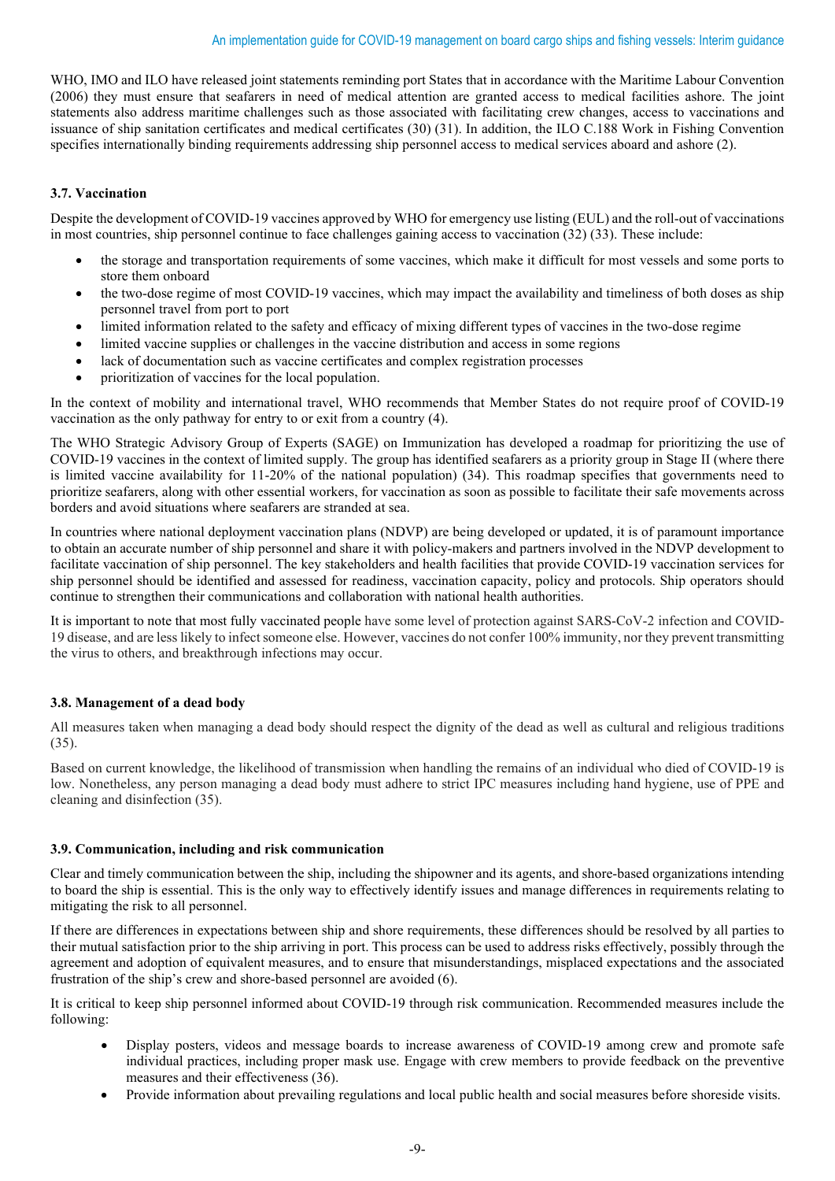WHO, IMO and ILO have released joint statements reminding port States that in accordance with the Maritime Labour Convention (2006) they must ensure that seafarers in need of medical attention are granted access to medical facilities ashore. The joint statements also address maritime challenges such as those associated with facilitating crew changes, access to vaccinations and issuance of ship sanitation certificates and medical certificates (30) (31). In addition, the ILO C.188 Work in Fishing Convention specifies internationally binding requirements addressing ship personnel access to medical services aboard and ashore (2).

### 3.7. Vaccination

Despite the development of COVID-19 vaccines approved by WHO for emergency use listing (EUL) and the roll-out of vaccinations in most countries, ship personnel continue to face challenges gaining access to vaccination (32) (33). These include:

- the storage and transportation requirements of some vaccines, which make it difficult for most vessels and some ports to store them onboard
- the two-dose regime of most COVID-19 vaccines, which may impact the availability and timeliness of both doses as ship personnel travel from port to port
- limited information related to the safety and efficacy of mixing different types of vaccines in the two-dose regime
- limited vaccine supplies or challenges in the vaccine distribution and access in some regions
- lack of documentation such as vaccine certificates and complex registration processes
- prioritization of vaccines for the local population.

In the context of mobility and international travel, WHO recommends that Member States do not require proof of COVID-19 vaccination as the only pathway for entry to or exit from a country (4).

The WHO Strategic Advisory Group of Experts (SAGE) on Immunization has developed a roadmap for prioritizing the use of COVID-19 vaccines in the context of limited supply. The group has identified seafarers as a priority group in Stage II (where there is limited vaccine availability for 11-20% of the national population) (34). This roadmap specifies that governments need to prioritize seafarers, along with other essential workers, for vaccination as soon as possible to facilitate their safe movements across borders and avoid situations where seafarers are stranded at sea.

In countries where national deployment vaccination plans (NDVP) are being developed or updated, it is of paramount importance to obtain an accurate number of ship personnel and share it with policy-makers and partners involved in the NDVP development to facilitate vaccination of ship personnel. The key stakeholders and health facilities that provide COVID-19 vaccination services for ship personnel should be identified and assessed for readiness, vaccination capacity, policy and protocols. Ship operators should continue to strengthen their communications and collaboration with national health authorities.

It is important to note that most fully vaccinated people have some level of protection against SARS-CoV-2 infection and COVID-19 disease, and are less likely to infect someone else. However, vaccines do not confer 100% immunity, nor they prevent transmitting the virus to others, and breakthrough infections may occur.

### 3.8. Management of a dead body

All measures taken when managing a dead body should respect the dignity of the dead as well as cultural and religious traditions (35).

Based on current knowledge, the likelihood of transmission when handling the remains of an individual who died of COVID-19 is low. Nonetheless, any person managing a dead body must adhere to strict IPC measures including hand hygiene, use of PPE and cleaning and disinfection (35).

### 3.9. Communication, including and risk communication

Clear and timely communication between the ship, including the shipowner and its agents, and shore-based organizations intending to board the ship is essential. This is the only way to effectively identify issues and manage differences in requirements relating to mitigating the risk to all personnel.

If there are differences in expectations between ship and shore requirements, these differences should be resolved by all parties to their mutual satisfaction prior to the ship arriving in port. This process can be used to address risks effectively, possibly through the agreement and adoption of equivalent measures, and to ensure that misunderstandings, misplaced expectations and the associated frustration of the ship's crew and shore-based personnel are avoided (6).

It is critical to keep ship personnel informed about COVID-19 through risk communication. Recommended measures include the following:

- Display posters, videos and message boards to increase awareness of COVID-19 among crew and promote safe individual practices, including proper mask use. Engage with crew members to provide feedback on the preventive measures and their effectiveness (36).
- Provide information about prevailing regulations and local public health and social measures before shoreside visits.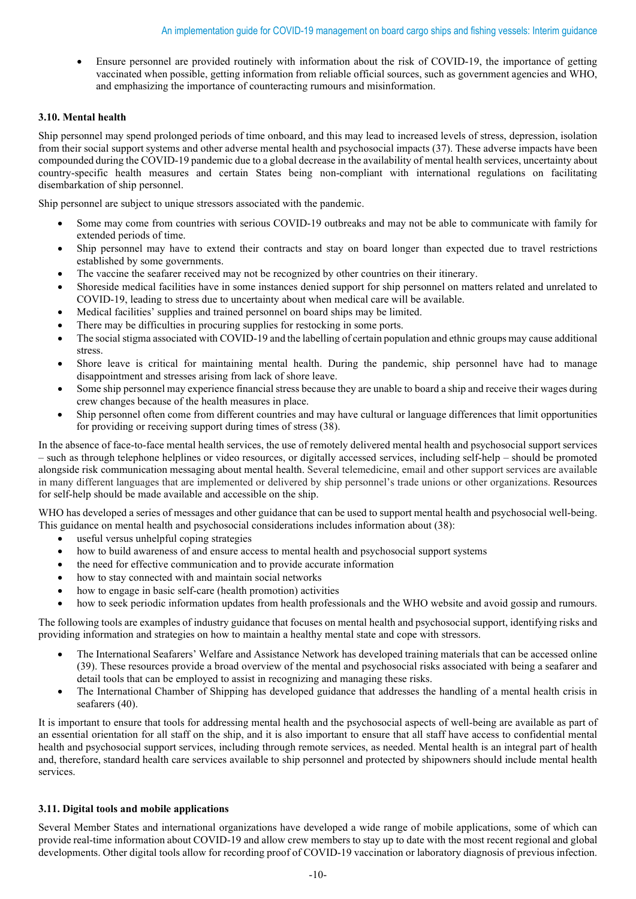- Ensure personnel are provided routinely with information about the risk of COVID-19, the importance of getting vaccinated when possible, getting information from reliable official sources, such as government agencies and WHO, and emphasizing the importance of counteracting rumours and misinformation.

### 3.10. Mental health

Ship personnel may spend prolonged periods of time onboard, and this may lead to increased levels of stress, depression, isolation from their social support systems and other adverse mental health and psychosocial impacts (37). These adverse impacts have been compounded during the COVID-19 pandemic due to a global decrease in the availability of mental health services, uncertainty about country-specific health measures and certain States being non-compliant with international regulations on facilitating disembarkation of ship personnel.

Ship personnel are subject to unique stressors associated with the pandemic.

- Some may come from countries with serious COVID-19 outbreaks and may not be able to communicate with family for extended periods of time.
- Ship personnel may have to extend their contracts and stay on board longer than expected due to travel restrictions established by some governments.
- The vaccine the seafarer received may not be recognized by other countries on their itinerary.
- Shoreside medical facilities have in some instances denied support for ship personnel on matters related and unrelated to COVID-19, leading to stress due to uncertainty about when medical care will be available.
- Medical facilities' supplies and trained personnel on board ships may be limited.
- There may be difficulties in procuring supplies for restocking in some ports.
- The social stigma associated with COVID-19 and the labelling of certain population and ethnic groups may cause additional stress.
- Shore leave is critical for maintaining mental health. During the pandemic, ship personnel have had to manage disappointment and stresses arising from lack of shore leave.
- Some ship personnel may experience financial stress because they are unable to board a ship and receive their wages during crew changes because of the health measures in place.
- Ship personnel often come from different countries and may have cultural or language differences that limit opportunities for providing or receiving support during times of stress (38).

In the absence of face-to-face mental health services, the use of remotely delivered mental health and psychosocial support services – such as through telephone helplines or video resources, or digitally accessed services, including self-help – should be promoted alongside risk communication messaging about mental health. Several telemedicine, email and other support services are available in many different languages that are implemented or delivered by ship personnel's trade unions or other organizations. Resources for self-help should be made available and accessible on the ship.

WHO has developed a series of messages and other guidance that can be used to support mental health and psychosocial well-being. This guidance on mental health and psychosocial considerations includes information about (38):

- useful versus unhelpful coping strategies
- how to build awareness of and ensure access to mental health and psychosocial support systems
- the need for effective communication and to provide accurate information
- how to stay connected with and maintain social networks
- how to engage in basic self-care (health promotion) activities
- how to seek periodic information updates from health professionals and the WHO website and avoid gossip and rumours.

The following tools are examples of industry guidance that focuses on mental health and psychosocial support, identifying risks and providing information and strategies on how to maintain a healthy mental state and cope with stressors.

- The International Seafarers' Welfare and Assistance Network has developed training materials that can be accessed online (39). These resources provide a broad overview of the mental and psychosocial risks associated with being a seafarer and detail tools that can be employed to assist in recognizing and managing these risks.
- The International Chamber of Shipping has developed guidance that addresses the handling of a mental health crisis in seafarers (40).

It is important to ensure that tools for addressing mental health and the psychosocial aspects of well-being are available as part of an essential orientation for all staff on the ship, and it is also important to ensure that all staff have access to confidential mental health and psychosocial support services, including through remote services, as needed. Mental health is an integral part of health and, therefore, standard health care services available to ship personnel and protected by shipowners should include mental health services.

### 3.11. Digital tools and mobile applications

Several Member States and international organizations have developed a wide range of mobile applications, some of which can provide real-time information about COVID-19 and allow crew members to stay up to date with the most recent regional and global developments. Other digital tools allow for recording proof of COVID-19 vaccination or laboratory diagnosis of previous infection.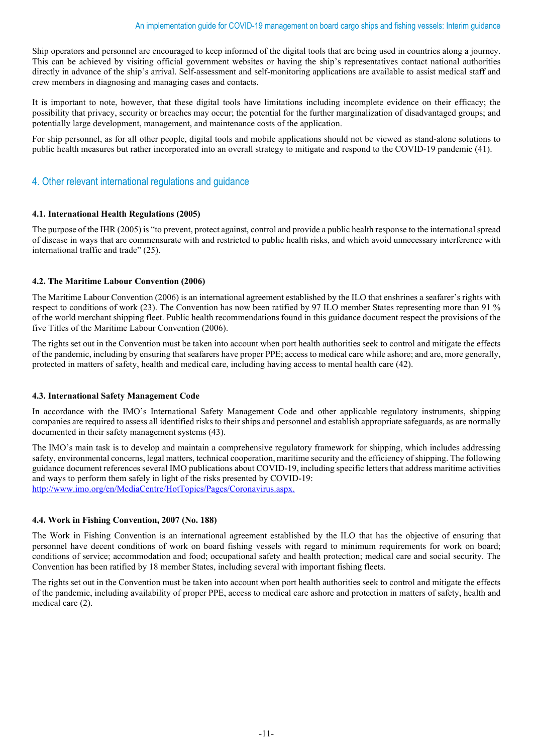Ship operators and personnel are encouraged to keep informed of the digital tools that are being used in countries along a journey. This can be achieved by visiting official government websites or having the ship's representatives contact national authorities directly in advance of the ship's arrival. Self-assessment and self-monitoring applications are available to assist medical staff and crew members in diagnosing and managing cases and contacts.

It is important to note, however, that these digital tools have limitations including incomplete evidence on their efficacy; the possibility that privacy, security or breaches may occur; the potential for the further marginalization of disadvantaged groups; and potentially large development, management, and maintenance costs of the application.

For ship personnel, as for all other people, digital tools and mobile applications should not be viewed as stand-alone solutions to public health measures but rather incorporated into an overall strategy to mitigate and respond to the COVID-19 pandemic (41).

## 4. Other relevant international regulations and guidance

### 4.1. International Health Regulations (2005)

The purpose of the IHR (2005) is "to prevent, protect against, control and provide a public health response to the international spread of disease in ways that are commensurate with and restricted to public health risks, and which avoid unnecessary interference with international traffic and trade" (25).

### 4.2. The Maritime Labour Convention (2006)

The Maritime Labour Convention (2006) is an international agreement established by the ILO that enshrines a seafarer's rights with respect to conditions of work (23). The Convention has now been ratified by 97 ILO member States representing more than 91 % of the world merchant shipping fleet. Public health recommendations found in this guidance document respect the provisions of the five Titles of the Maritime Labour Convention (2006).

The rights set out in the Convention must be taken into account when port health authorities seek to control and mitigate the effects of the pandemic, including by ensuring that seafarers have proper PPE; access to medical care while ashore; and are, more generally, protected in matters of safety, health and medical care, including having access to mental health care (42).

### 4.3. International Safety Management Code

In accordance with the IMO's International Safety Management Code and other applicable regulatory instruments, shipping companies are required to assess all identified risks to their ships and personnel and establish appropriate safeguards, as are normally documented in their safety management systems (43).

The IMO's main task is to develop and maintain a comprehensive regulatory framework for shipping, which includes addressing safety, environmental concerns, legal matters, technical cooperation, maritime security and the efficiency of shipping. The following guidance document references several IMO publications about COVID-19, including specific letters that address maritime activities and ways to perform them safely in light of the risks presented by COVID-19:
http://www.imo.org/en/MediaCentre/HotTopics/Pages/Coronavirus.aspx.

### 4.4. Work in Fishing Convention, 2007 (No. 188)

The Work in Fishing Convention is an international agreement established by the ILO that has the objective of ensuring that personnel have decent conditions of work on board fishing vessels with regard to minimum requirements for work on board; conditions of service; accommodation and food; occupational safety and health protection; medical care and social security. The Convention has been ratified by 18 member States, including several with important fishing fleets.

The rights set out in the Convention must be taken into account when port health authorities seek to control and mitigate the effects of the pandemic, including availability of proper PPE, access to medical care ashore and protection in matters of safety, health and medical care (2).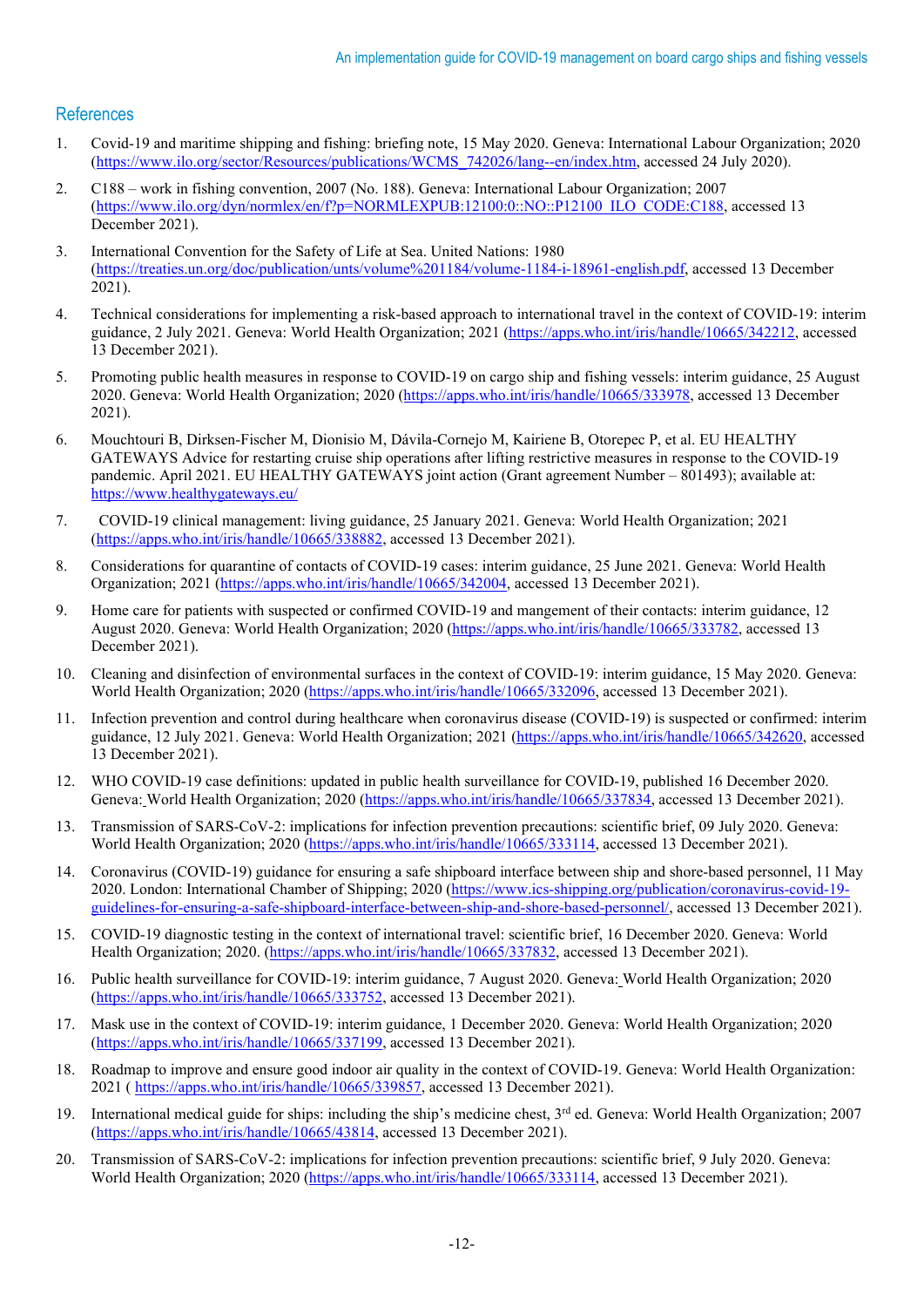## References

1. Covid-19 and maritime shipping and fishing: briefing note, 15 May 2020. Geneva: International Labour Organization; 2020 (https://www.ilo.org/sector/Resources/publications/WCMS_742026/lang--en/index.htm, accessed 24 July 2020).
2. C188 – work in fishing convention, 2007 (No. 188). Geneva: International Labour Organization; 2007 (https://www.ilo.org/dyn/normlex/en/f?p=NORMLEXPUB:12100:0::NO::P12100_ILO_CODE:C188, accessed 13 December 2021).
3. International Convention for the Safety of Life at Sea. United Nations: 1980 (https://treaties.un.org/doc/publication/unts/volume%201184/volume-1184-i-18961-english.pdf, accessed 13 December 2021).
4. Technical considerations for implementing a risk-based approach to international travel in the context of COVID-19: interim guidance, 2 July 2021. Geneva: World Health Organization; 2021 (https://apps.who.int/iris/handle/10665/342212, accessed 13 December 2021).
5. Promoting public health measures in response to COVID-19 on cargo ship and fishing vessels: interim guidance, 25 August 2020. Geneva: World Health Organization; 2020 (https://apps.who.int/iris/handle/10665/333978, accessed 13 December 2021).
6. Mouchtouri B, Dirksen-Fischer M, Dionisio M, Dávila-Cornejo M, Kairiene B, Otorepec P, et al. EU HEALTHY GATEWAYS Advice for restarting cruise ship operations after lifting restrictive measures in response to the COVID-19 pandemic. April 2021. EU HEALTHY GATEWAYS joint action (Grant agreement Number – 801493); available at: https://www.healthygateways.eu/
7. COVID-19 clinical management: living guidance, 25 January 2021. Geneva: World Health Organization; 2021 (https://apps.who.int/iris/handle/10665/338882, accessed 13 December 2021).
8. Considerations for quarantine of contacts of COVID-19 cases: interim guidance, 25 June 2021. Geneva: World Health Organization; 2021 (https://apps.who.int/iris/handle/10665/342004, accessed 13 December 2021).
9. Home care for patients with suspected or confirmed COVID-19 and mangement of their contacts: interim guidance, 12 August 2020. Geneva: World Health Organization; 2020 (https://apps.who.int/iris/handle/10665/333782, accessed 13 December 2021).
10. Cleaning and disinfection of environmental surfaces in the context of COVID-19: interim guidance, 15 May 2020. Geneva: World Health Organization; 2020 (https://apps.who.int/iris/handle/10665/332096, accessed 13 December 2021).
11. Infection prevention and control during healthcare when coronavirus disease (COVID-19) is suspected or confirmed: interim guidance, 12 July 2021. Geneva: World Health Organization; 2021 (https://apps.who.int/iris/handle/10665/342620, accessed 13 December 2021).
12. WHO COVID-19 case definitions: updated in public health surveillance for COVID-19, published 16 December 2020. Geneva: World Health Organization; 2020 (https://apps.who.int/iris/handle/10665/337834, accessed 13 December 2021).
13. Transmission of SARS-CoV-2: implications for infection prevention precautions: scientific brief, 09 July 2020. Geneva: World Health Organization; 2020 (https://apps.who.int/iris/handle/10665/333114, accessed 13 December 2021).
14. Coronavirus (COVID-19) guidance for ensuring a safe shipboard interface between ship and shore-based personnel, 11 May 2020. London: International Chamber of Shipping; 2020 (https://www.ics-shipping.org/publication/coronavirus-covid-19-guidelines-for-ensuring-a-safe-shipboard-interface-between-ship-and-shore-based-personnel/, accessed 13 December 2021).
15. COVID-19 diagnostic testing in the context of international travel: scientific brief, 16 December 2020. Geneva: World Health Organization; 2020. (https://apps.who.int/iris/handle/10665/337832, accessed 13 December 2021).
16. Public health surveillance for COVID-19: interim guidance, 7 August 2020. Geneva: World Health Organization; 2020 (https://apps.who.int/iris/handle/10665/333752, accessed 13 December 2021).
17. Mask use in the context of COVID-19: interim guidance, 1 December 2020. Geneva: World Health Organization; 2020 (https://apps.who.int/iris/handle/10665/337199, accessed 13 December 2021).
18. Roadmap to improve and ensure good indoor air quality in the context of COVID-19. Geneva: World Health Organization: 2021 ( https://apps.who.int/iris/handle/10665/339857, accessed 13 December 2021).
19. International medical guide for ships: including the ship's medicine chest, 3rd ed. Geneva: World Health Organization; 2007 (https://apps.who.int/iris/handle/10665/43814, accessed 13 December 2021).
20. Transmission of SARS-CoV-2: implications for infection prevention precautions: scientific brief, 9 July 2020. Geneva: World Health Organization; 2020 (https://apps.who.int/iris/handle/10665/333114, accessed 13 December 2021).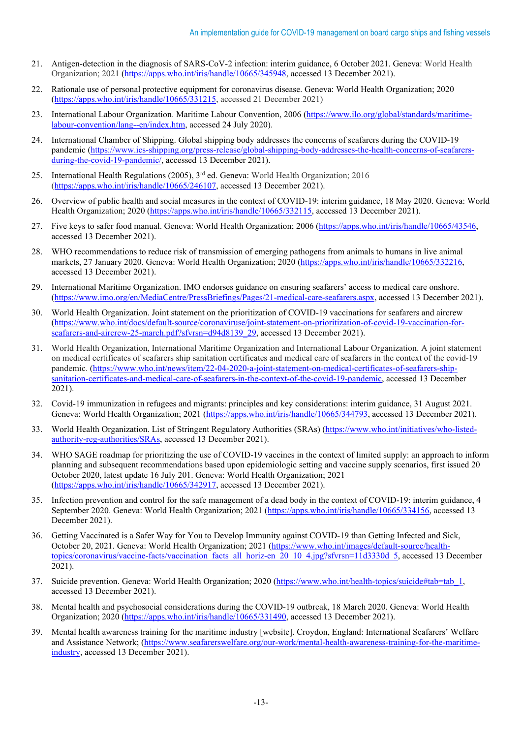21. Antigen-detection in the diagnosis of SARS-CoV-2 infection: interim guidance, 6 October 2021. Geneva: World Health Organization; 2021 (https://apps.who.int/iris/handle/10665/345948, accessed 13 December 2021).

22. Rationale use of personal protective equipment for coronavirus disease. Geneva: World Health Organization; 2020 (https://apps.who.int/iris/handle/10665/331215, accessed 21 December 2021)

23. International Labour Organization. Maritime Labour Convention, 2006 (https://www.ilo.org/global/standards/maritime-labour-convention/lang--en/index.htm, accessed 24 July 2020).

24. International Chamber of Shipping. Global shipping body addresses the concerns of seafarers during the COVID-19 pandemic (https://www.ics-shipping.org/press-release/global-shipping-body-addresses-the-health-concerns-of-seafarers-during-the-covid-19-pandemic/, accessed 13 December 2021).

25. International Health Regulations (2005), 3rd ed. Geneva: World Health Organization; 2016 (https://apps.who.int/iris/handle/10665/246107, accessed 13 December 2021).

26. Overview of public health and social measures in the context of COVID-19: interim guidance, 18 May 2020. Geneva: World Health Organization; 2020 (https://apps.who.int/iris/handle/10665/332115, accessed 13 December 2021).

27. Five keys to safer food manual. Geneva: World Health Organization; 2006 (https://apps.who.int/iris/handle/10665/43546, accessed 13 December 2021).

28. WHO recommendations to reduce risk of transmission of emerging pathogens from animals to humans in live animal markets, 27 January 2020. Geneva: World Health Organization; 2020 (https://apps.who.int/iris/handle/10665/332216, accessed 13 December 2021).

29. International Maritime Organization. IMO endorses guidance on ensuring seafarers' access to medical care onshore. (https://www.imo.org/en/MediaCentre/PressBriefings/Pages/21-medical-care-seafarers.aspx, accessed 13 December 2021).

30. World Health Organization. Joint statement on the prioritization of COVID-19 vaccinations for seafarers and aircrew (https://www.who.int/docs/default-source/coronaviruse/joint-statement-on-prioritization-of-covid-19-vaccination-for-seafarers-and-aircrew-25-march.pdf?sfvrsn=d94d8139_29, accessed 13 December 2021).

31. World Health Organization, International Maritime Organization and International Labour Organization. A joint statement on medical certificates of seafarers ship sanitation certificates and medical care of seafarers in the context of the covid-19 pandemic. (https://www.who.int/news/item/22-04-2020-a-joint-statement-on-medical-certificates-of-seafarers-ship-sanitation-certificates-and-medical-care-of-seafarers-in-the-context-of-the-covid-19-pandemic, accessed 13 December 2021).

32. Covid-19 immunization in refugees and migrants: principles and key considerations: interim guidance, 31 August 2021. Geneva: World Health Organization; 2021 (https://apps.who.int/iris/handle/10665/344793, accessed 13 December 2021).

33. World Health Organization. List of Stringent Regulatory Authorities (SRAs) (https://www.who.int/initiatives/who-listed-authority-reg-authorities/SRAs, accessed 13 December 2021).

34. WHO SAGE roadmap for prioritizing the use of COVID-19 vaccines in the context of limited supply: an approach to inform planning and subsequent recommendations based upon epidemiologic setting and vaccine supply scenarios, first issued 20 October 2020, latest update 16 July 201. Geneva: World Health Organization; 2021 (https://apps.who.int/iris/handle/10665/342917, accessed 13 December 2021).

35. Infection prevention and control for the safe management of a dead body in the context of COVID-19: interim guidance, 4 September 2020. Geneva: World Health Organization; 2021 (https://apps.who.int/iris/handle/10665/334156, accessed 13 December 2021).

36. Getting Vaccinated is a Safer Way for You to Develop Immunity against COVID-19 than Getting Infected and Sick, October 20, 2021. Geneva: World Health Organization; 2021 (https://www.who.int/images/default-source/health-topics/coronavirus/vaccine-facts/vaccination_facts_all_horiz-en_20_10_4.jpg?sfvrsn=11d3330d_5, accessed 13 December 2021).

37. Suicide prevention. Geneva: World Health Organization; 2020 (https://www.who.int/health-topics/suicide#tab=tab_1, accessed 13 December 2021).

38. Mental health and psychosocial considerations during the COVID-19 outbreak, 18 March 2020. Geneva: World Health Organization; 2020 (https://apps.who.int/iris/handle/10665/331490, accessed 13 December 2021).

39. Mental health awareness training for the maritime industry [website]. Croydon, England: International Seafarers' Welfare and Assistance Network; (https://www.seafarerswelfare.org/our-work/mental-health-awareness-training-for-the-maritime-industry, accessed 13 December 2021).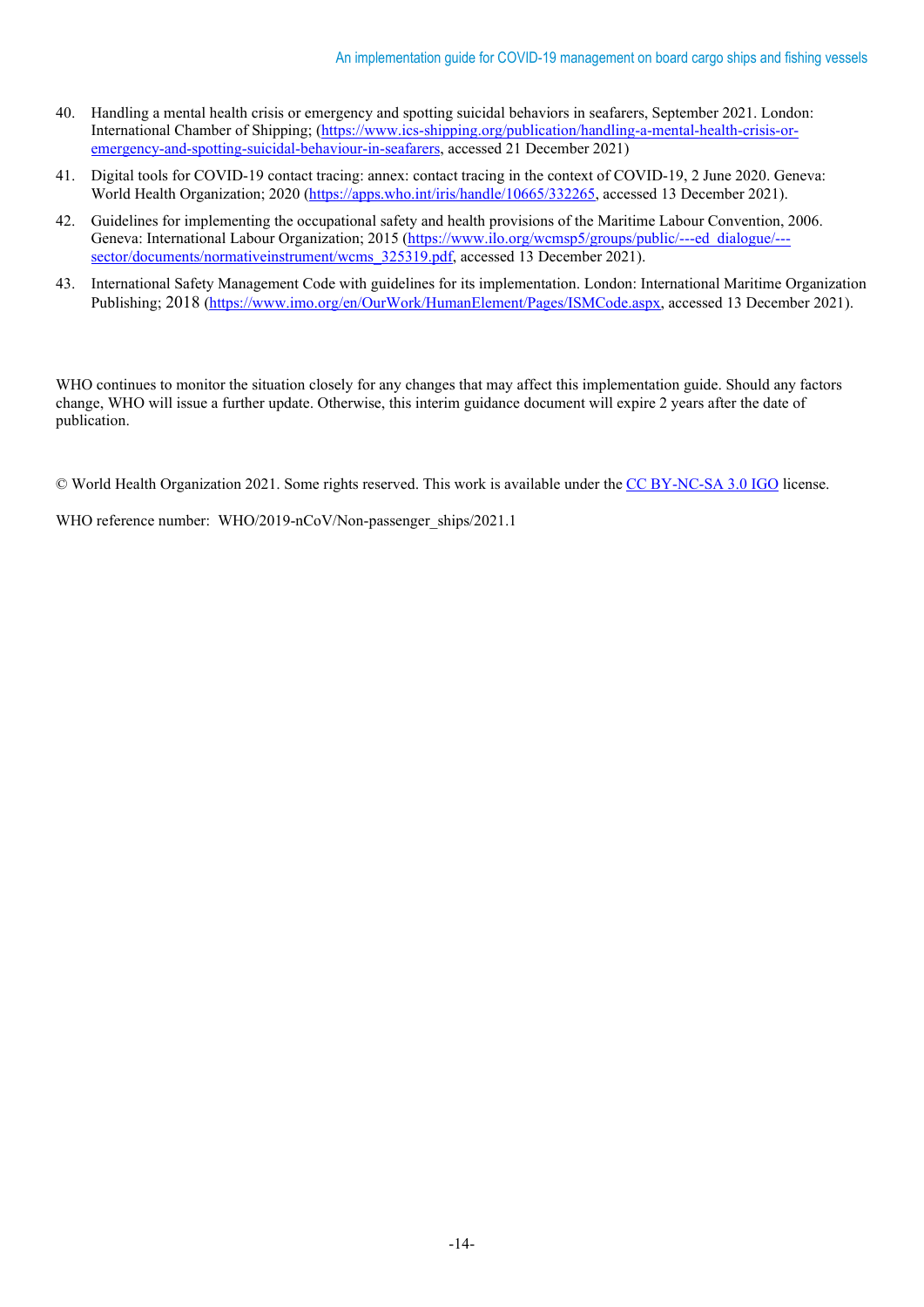40. Handling a mental health crisis or emergency and spotting suicidal behaviors in seafarers, September 2021. London: International Chamber of Shipping; (https://www.ics-shipping.org/publication/handling-a-mental-health-crisis-or-emergency-and-spotting-suicidal-behaviour-in-seafarers, accessed 21 December 2021)
41. Digital tools for COVID-19 contact tracing: annex: contact tracing in the context of COVID-19, 2 June 2020. Geneva: World Health Organization; 2020 (https://apps.who.int/iris/handle/10665/332265, accessed 13 December 2021).
42. Guidelines for implementing the occupational safety and health provisions of the Maritime Labour Convention, 2006. Geneva: International Labour Organization; 2015 (https://www.ilo.org/wcmsp5/groups/public/---ed_dialogue/---sector/documents/normativeinstrument/wcms_325319.pdf, accessed 13 December 2021).
43. International Safety Management Code with guidelines for its implementation. London: International Maritime Organization Publishing; 2018 (https://www.imo.org/en/OurWork/HumanElement/Pages/ISMCode.aspx, accessed 13 December 2021).

WHO continues to monitor the situation closely for any changes that may affect this implementation guide. Should any factors change, WHO will issue a further update. Otherwise, this interim guidance document will expire 2 years after the date of publication.

© World Health Organization 2021. Some rights reserved. This work is available under the CC BY-NC-SA 3.0 IGO license.

WHO reference number: WHO/2019-nCoV/Non-passenger_ships/2021.1